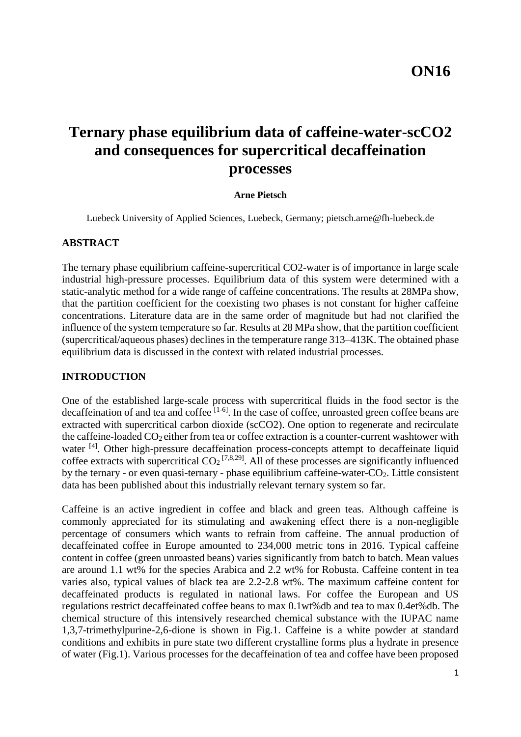**ON16**

# Ternary phase equilibrium data of caffeine-water-scCO2 and consequences for supercritical decaffeination processes

**Arne Pietsch**

Luebeck University of Applied Sciences, Luebeck, Germany; pietsch.arne@fh-luebeck.de

## ABSTRACT

The ternary phase equilibrium caffeine-supercritical CO2-water is of importance in large scale industrial high-pressure processes. Equilibrium data of this system were determined with a static-analytic method for a wide range of caffeine concentrations. The results at 28MPa show, that the partition coefficient for the coexisting two phases is not constant for higher caffeine concentrations. Literature data are in the same order of magnitude but had not clarified the influence of the system temperature so far. Results at 28 MPa show, that the partition coefficient (supercritical/aqueous phases) declines in the temperature range 313–413K. The obtained phase equilibrium data is discussed in the context with related industrial processes.

## INTRODUCTION

One of the established large-scale process with supercritical fluids in the food sector is the decaffeination of and tea and coffee [1-6]. In the case of coffee, unroasted green coffee beans are extracted with supercritical carbon dioxide (scCO2). One option to regenerate and recirculate the caffeine-loaded $CO_2$ either from tea or coffee extraction is a counter-current washtower with water [4]. Other high-pressure decaffeination process-concepts attempt to decaffeinate liquid coffee extracts with supercritical $CO_2$ [7,8,29]. All of these processes are significantly influenced by the ternary - or even quasi-ternary - phase equilibrium caffeine-water-$CO_2$. Little consistent data has been published about this industrially relevant ternary system so far.

Caffeine is an active ingredient in coffee and black and green teas. Although caffeine is commonly appreciated for its stimulating and awakening effect there is a non-negligible percentage of consumers which wants to refrain from caffeine. The annual production of decaffeinated coffee in Europe amounted to 234,000 metric tons in 2016. Typical caffeine content in coffee (green unroasted beans) varies significantly from batch to batch. Mean values are around 1.1 wt% for the species Arabica and 2.2 wt% for Robusta. Caffeine content in tea varies also, typical values of black tea are 2.2-2.8 wt%. The maximum caffeine content for decaffeinated products is regulated in national laws. For coffee the European and US regulations restrict decaffeinated coffee beans to max 0.1wt%db and tea to max 0.4et%db. The chemical structure of this intensively researched chemical substance with the IUPAC name 1,3,7-trimethylpurine-2,6-dione is shown in Fig.1. Caffeine is a white powder at standard conditions and exhibits in pure state two different crystalline forms plus a hydrate in presence of water (Fig.1). Various processes for the decaffeination of tea and coffee have been proposed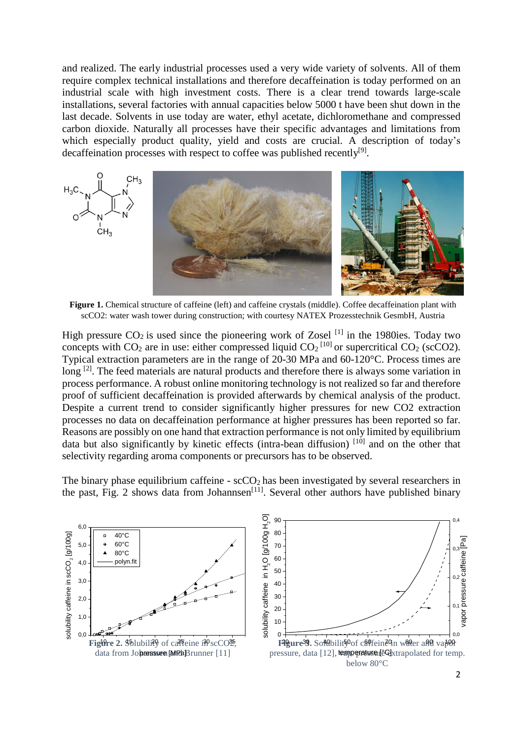and realized. The early industrial processes used a very wide variety of solvents. All of them require complex technical installations and therefore decaffeination is today performed on an industrial scale with high investment costs. There is a clear trend towards large-scale installations, several factories with annual capacities below 5000 t have been shut down in the last decade. Solvents in use today are water, ethyl acetate, dichloromethane and compressed carbon dioxide. Naturally all processes have their specific advantages and limitations from which especially product quality, yield and costs are crucial. A description of today's decaffeination processes with respect to coffee was published recently[9].

**Figure 1.** Chemical structure of caffeine (left) and caffeine crystals (middle). Coffee decaffeination plant with scCO2: water wash tower during construction; with courtesy NATEX Prozesstechnik GesmbH, Austria

High pressure $CO_2$ is used since the pioneering work of Zosel [1] in the 1980ies. Today two concepts with $CO_2$ are in use: either compressed liquid $CO_2$ [10] or supercritical $CO_2$ (scCO2). Typical extraction parameters are in the range of 20-30 MPa and 60-120°C. Process times are long [2]. The feed materials are natural products and therefore there is always some variation in process performance. A robust online monitoring technology is not realized so far and therefore proof of sufficient decaffeination is provided afterwards by chemical analysis of the product. Despite a current trend to consider significantly higher pressures for new CO2 extraction processes no data on decaffeination performance at higher pressures has been reported so far. Reasons are possibly on one hand that extraction performance is not only limited by equilibrium data but also significantly by kinetic effects (intra-bean diffusion) [10] and on the other that selectivity regarding aroma components or precursors has to be observed.

The binary phase equilibrium caffeine - $scCO_2$ has been investigated by several researchers in the past, Fig. 2 shows data from Johannsen[11]. Several other authors have published binary

**Figure 2.** Solubility of caffeine in scCO2, data from Johannsen and Brunner [11]

**Figure 3.** Solubility of caffeine in water and vapor pressure, data [12], vapor pressure extrapolated for temp. below 80°C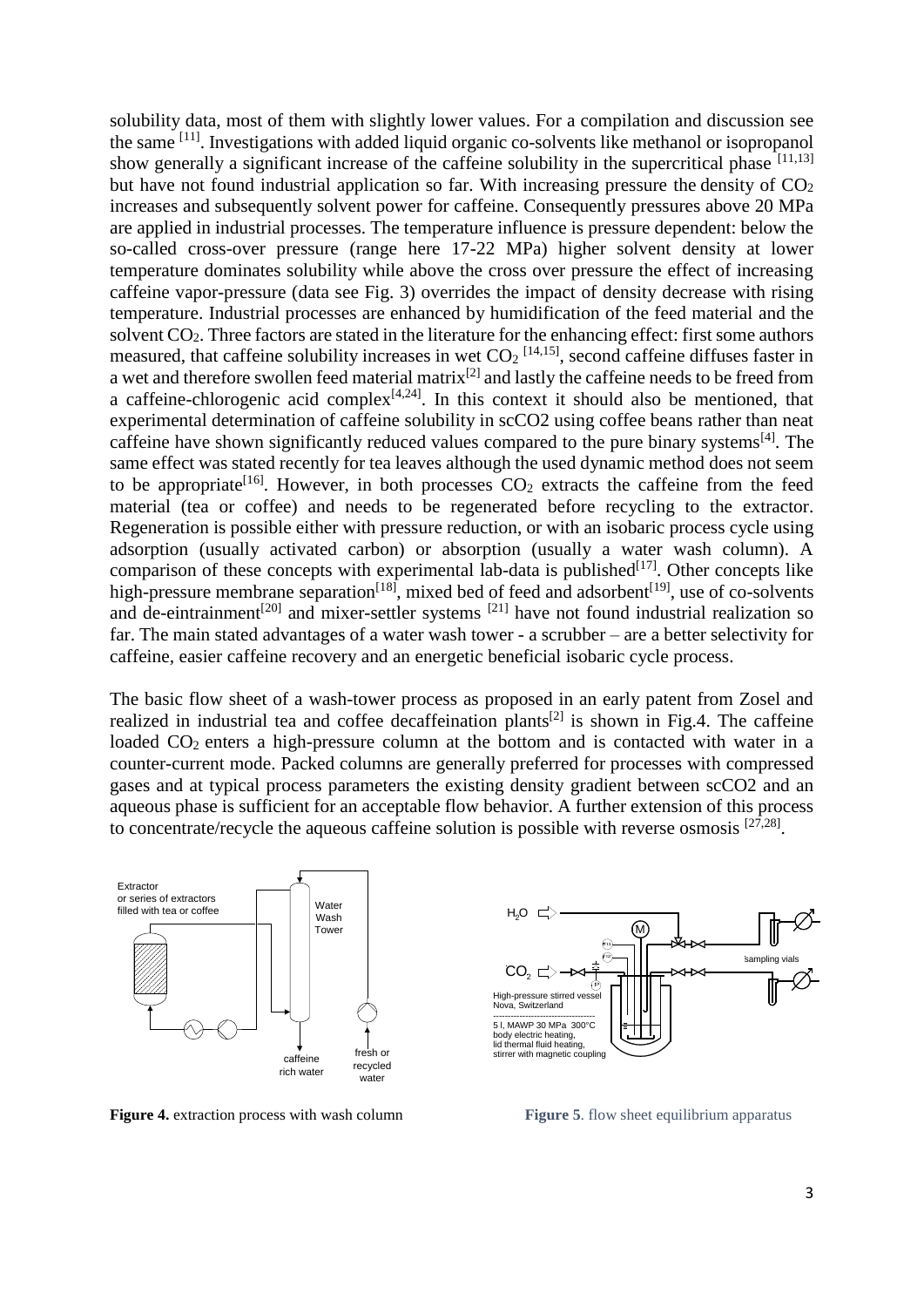solubility data, most of them with slightly lower values. For a compilation and discussion see the same [11]. Investigations with added liquid organic co-solvents like methanol or isopropanol show generally a significant increase of the caffeine solubility in the supercritical phase [11,13] but have not found industrial application so far. With increasing pressure the density of $CO_2$ increases and subsequently solvent power for caffeine. Consequently pressures above 20 MPa are applied in industrial processes. The temperature influence is pressure dependent: below the so-called cross-over pressure (range here 17-22 MPa) higher solvent density at lower temperature dominates solubility while above the cross over pressure the effect of increasing caffeine vapor-pressure (data see Fig. 3) overrides the impact of density decrease with rising temperature. Industrial processes are enhanced by humidification of the feed material and the solvent $CO_2$. Three factors are stated in the literature for the enhancing effect: first some authors measured, that caffeine solubility increases in wet $CO_2$ [14,15], second caffeine diffuses faster in a wet and therefore swollen feed material matrix[2] and lastly the caffeine needs to be freed from a caffeine-chlorogenic acid complex[4,24]. In this context it should also be mentioned, that experimental determination of caffeine solubility in scCO2 using coffee beans rather than neat caffeine have shown significantly reduced values compared to the pure binary systems[4]. The same effect was stated recently for tea leaves although the used dynamic method does not seem to be appropriate[16]. However, in both processes $CO_2$ extracts the caffeine from the feed material (tea or coffee) and needs to be regenerated before recycling to the extractor. Regeneration is possible either with pressure reduction, or with an isobaric process cycle using adsorption (usually activated carbon) or absorption (usually a water wash column). A comparison of these concepts with experimental lab-data is published[17]. Other concepts like high-pressure membrane separation[18], mixed bed of feed and adsorbent[19], use of co-solvents and de-eintrainment[20] and mixer-settler systems [21] have not found industrial realization so far. The main stated advantages of a water wash tower - a scrubber – are a better selectivity for caffeine, easier caffeine recovery and an energetic beneficial isobaric cycle process.

The basic flow sheet of a wash-tower process as proposed in an early patent from Zosel and realized in industrial tea and coffee decaffeination plants[2] is shown in Fig.4. The caffeine loaded $CO_2$ enters a high-pressure column at the bottom and is contacted with water in a counter-current mode. Packed columns are generally preferred for processes with compressed gases and at typical process parameters the existing density gradient between scCO2 and an aqueous phase is sufficient for an acceptable flow behavior. A further extension of this process to concentrate/recycle the aqueous caffeine solution is possible with reverse osmosis [27,28].

**Figure 4.** extraction process with wash column

**Figure 5**. flow sheet equilibrium apparatus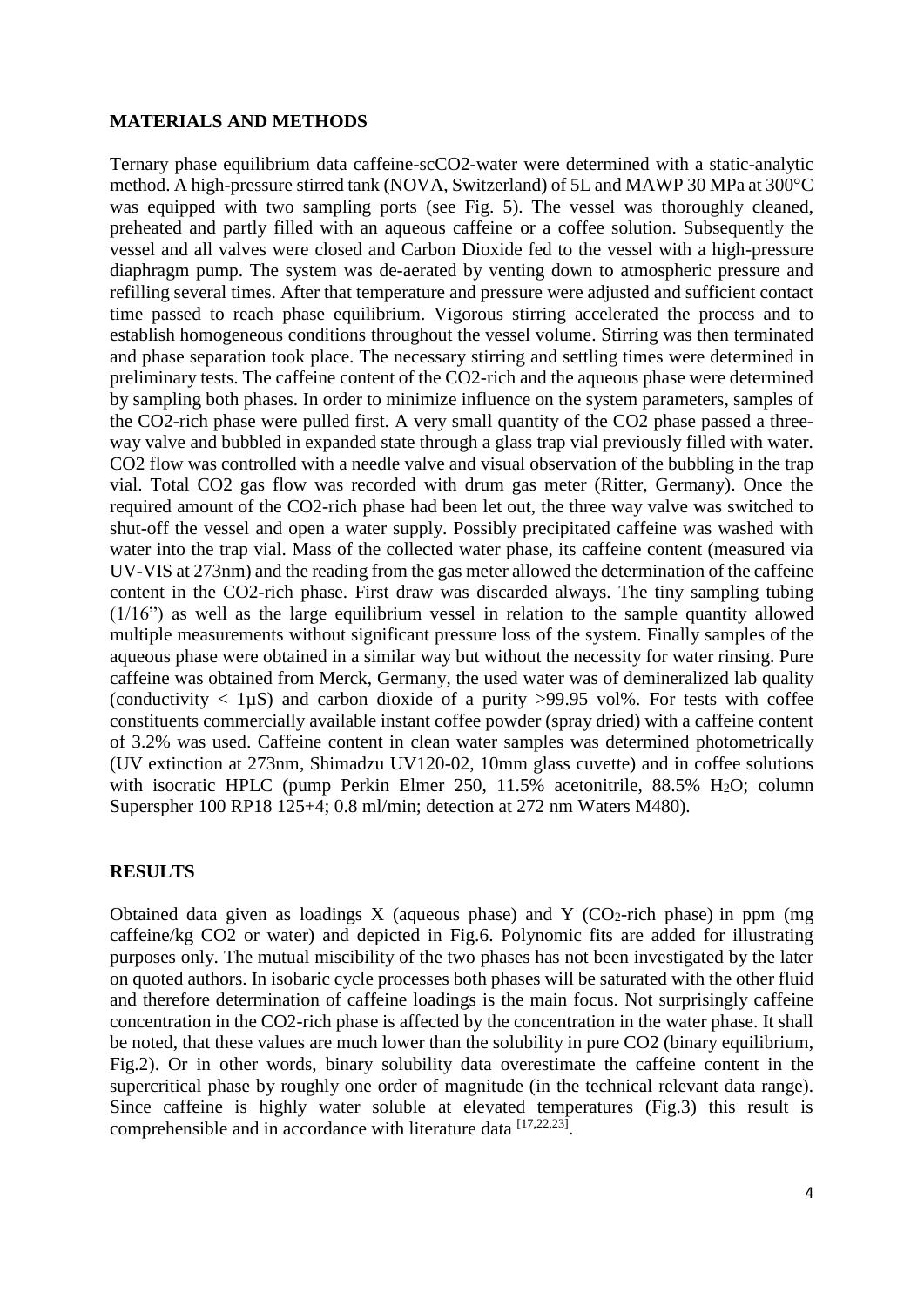## MATERIALS AND METHODS

Ternary phase equilibrium data caffeine-scCO2-water were determined with a static-analytic method. A high-pressure stirred tank (NOVA, Switzerland) of 5L and MAWP 30 MPa at 300°C was equipped with two sampling ports (see Fig. 5). The vessel was thoroughly cleaned, preheated and partly filled with an aqueous caffeine or a coffee solution. Subsequently the vessel and all valves were closed and Carbon Dioxide fed to the vessel with a high-pressure diaphragm pump. The system was de-aerated by venting down to atmospheric pressure and refilling several times. After that temperature and pressure were adjusted and sufficient contact time passed to reach phase equilibrium. Vigorous stirring accelerated the process and to establish homogeneous conditions throughout the vessel volume. Stirring was then terminated and phase separation took place. The necessary stirring and settling times were determined in preliminary tests. The caffeine content of the CO2-rich and the aqueous phase were determined by sampling both phases. In order to minimize influence on the system parameters, samples of the CO2-rich phase were pulled first. A very small quantity of the CO2 phase passed a three-way valve and bubbled in expanded state through a glass trap vial previously filled with water. CO2 flow was controlled with a needle valve and visual observation of the bubbling in the trap vial. Total CO2 gas flow was recorded with drum gas meter (Ritter, Germany). Once the required amount of the CO2-rich phase had been let out, the three way valve was switched to shut-off the vessel and open a water supply. Possibly precipitated caffeine was washed with water into the trap vial. Mass of the collected water phase, its caffeine content (measured via UV-VIS at 273nm) and the reading from the gas meter allowed the determination of the caffeine content in the CO2-rich phase. First draw was discarded always. The tiny sampling tubing (1/16") as well as the large equilibrium vessel in relation to the sample quantity allowed multiple measurements without significant pressure loss of the system. Finally samples of the aqueous phase were obtained in a similar way but without the necessity for water rinsing. Pure caffeine was obtained from Merck, Germany, the used water was of demineralized lab quality (conductivity < 1µS) and carbon dioxide of a purity >99.95 vol%. For tests with coffee constituents commercially available instant coffee powder (spray dried) with a caffeine content of 3.2% was used. Caffeine content in clean water samples was determined photometrically (UV extinction at 273nm, Shimadzu UV120-02, 10mm glass cuvette) and in coffee solutions with isocratic HPLC (pump Perkin Elmer 250, 11.5% acetonitrile, 88.5% $H_2O$; column Superspher 100 RP18 125+4; 0.8 ml/min; detection at 272 nm Waters M480).

## RESULTS

Obtained data given as loadings X (aqueous phase) and Y ($CO_2$-rich phase) in ppm (mg caffeine/kg CO2 or water) and depicted in Fig.6. Polynomic fits are added for illustrating purposes only. The mutual miscibility of the two phases has not been investigated by the later on quoted authors. In isobaric cycle processes both phases will be saturated with the other fluid and therefore determination of caffeine loadings is the main focus. Not surprisingly caffeine concentration in the CO2-rich phase is affected by the concentration in the water phase. It shall be noted, that these values are much lower than the solubility in pure CO2 (binary equilibrium, Fig.2). Or in other words, binary solubility data overestimate the caffeine content in the supercritical phase by roughly one order of magnitude (in the technical relevant data range). Since caffeine is highly water soluble at elevated temperatures (Fig.3) this result is comprehensible and in accordance with literature data [17,22,23].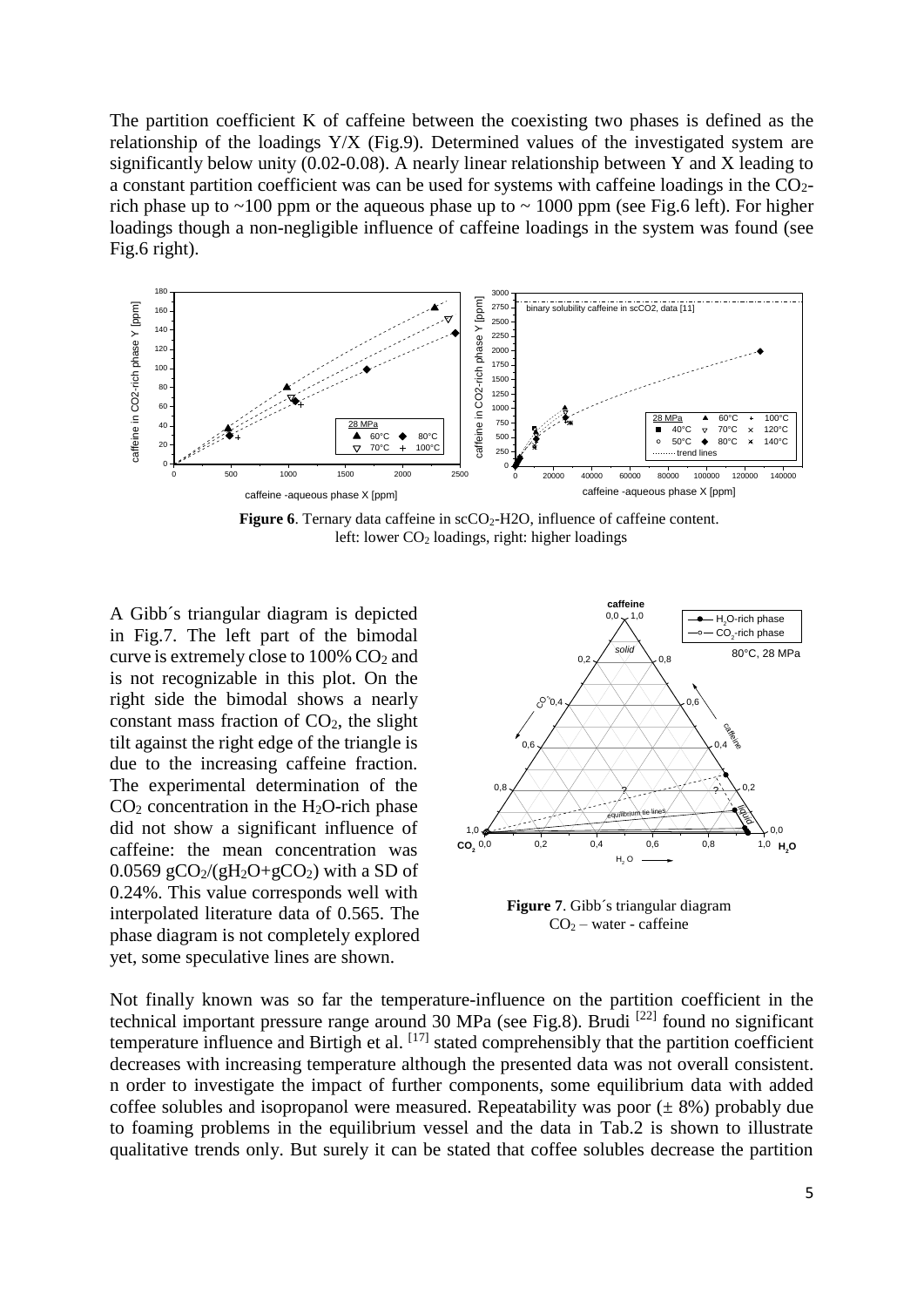The partition coefficient K of caffeine between the coexisting two phases is defined as the relationship of the loadings Y/X (Fig.9). Determined values of the investigated system are significantly below unity (0.02-0.08). A nearly linear relationship between Y and X leading to a constant partition coefficient was can be used for systems with caffeine loadings in the $CO_2$-rich phase up to ~100 ppm or the aqueous phase up to ~ 1000 ppm (see Fig.6 left). For higher loadings though a non-negligible influence of caffeine loadings in the system was found (see Fig.6 right).

**Figure 6**. Ternary data caffeine in $scCO_2$-H2O, influence of caffeine content. left: lower $CO_2$ loadings, right: higher loadings

A Gibb´s triangular diagram is depicted in Fig.7. The left part of the bimodal curve is extremely close to 100% $CO_2$ and is not recognizable in this plot. On the right side the bimodal shows a nearly constant mass fraction of $CO_2$, the slight tilt against the right edge of the triangle is due to the increasing caffeine fraction. The experimental determination of the $CO_2$ concentration in the $H_2O$-rich phase did not show a significant influence of caffeine: the mean concentration was 0.0569 $gCO_2/(gH_2O+gCO_2)$ with a SD of 0.24%. This value corresponds well with interpolated literature data of 0.565. The phase diagram is not completely explored yet, some speculative lines are shown.

**Figure 7**. Gibb´s triangular diagram $CO_2$ – water - caffeine

Not finally known was so far the temperature-influence on the partition coefficient in the technical important pressure range around 30 MPa (see Fig.8). Brudi [22] found no significant temperature influence and Birtigh et al. [17] stated comprehensibly that the partition coefficient decreases with increasing temperature although the presented data was not overall consistent. n order to investigate the impact of further components, some equilibrium data with added coffee solubles and isopropanol were measured. Repeatability was poor (± 8%) probably due to foaming problems in the equilibrium vessel and the data in Tab.2 is shown to illustrate qualitative trends only. But surely it can be stated that coffee solubles decrease the partition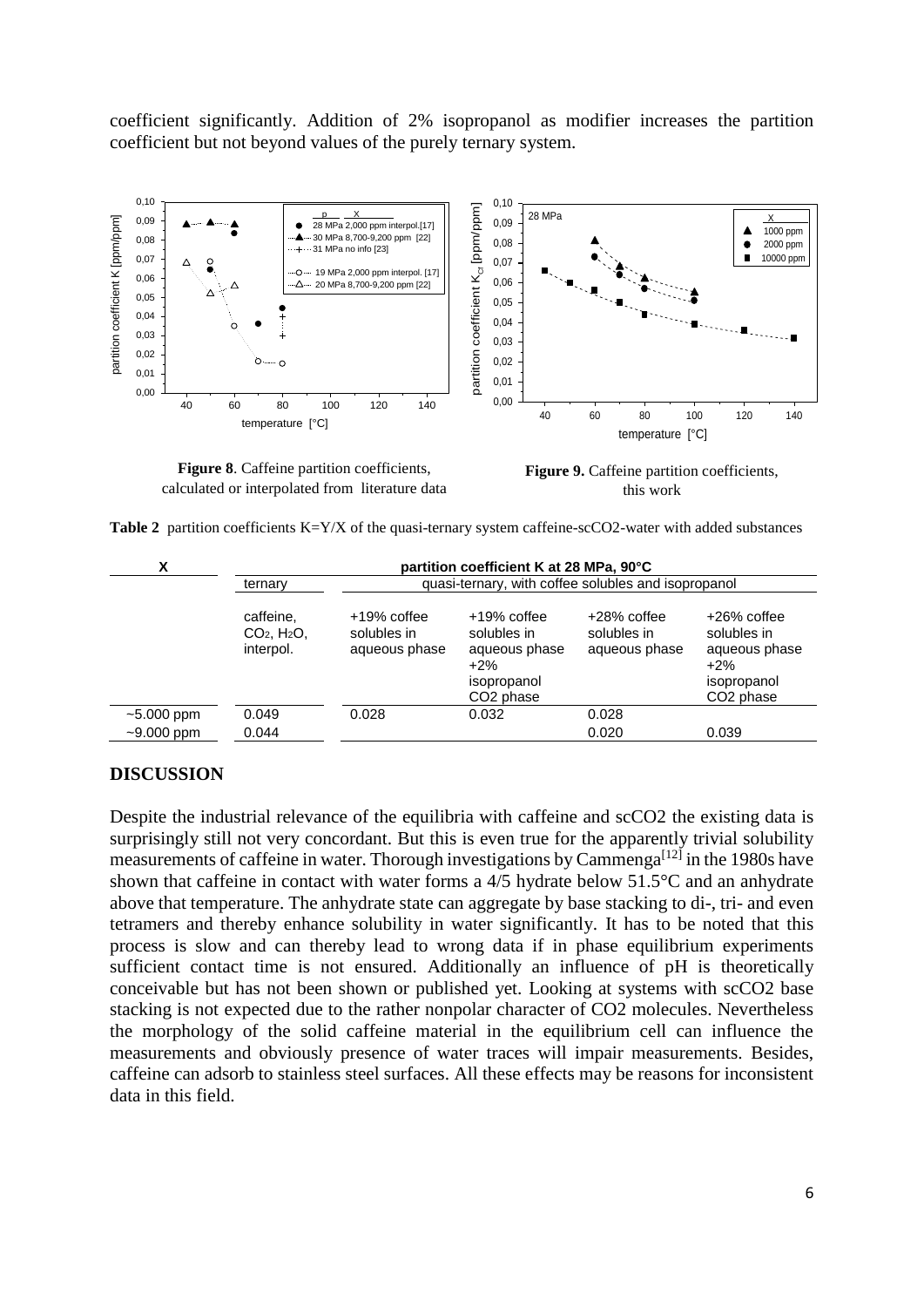coefficient significantly. Addition of 2% isopropanol as modifier increases the partition coefficient but not beyond values of the purely ternary system.

**Figure 8**. Caffeine partition coefficients, calculated or interpolated from literature data

**Figure 9.** Caffeine partition coefficients, this work

**Table 2** partition coefficients K=Y/X of the quasi-ternary system caffeine-scCO2-water with added substances

| X | partition coefficient K at 28 MPa, 90°C | | | | |
|---|---|---|---|---|---|
| | ternary | quasi-ternary, with coffee solubles and isopropanol | | | |
| | caffeine, $CO_2$, $H_2O$, interpol. | +19% coffee solubles in aqueous phase | +19% coffee solubles in aqueous phase +2% isopropanol $CO_2$ phase | +28% coffee solubles in aqueous phase | +26% coffee solubles in aqueous phase +2% isopropanol $CO_2$ phase |
| ~5.000 ppm | 0.049 | 0.028 | 0.032 | 0.028 | |
| ~9.000 ppm | 0.044 | | | 0.020 | 0.039 |

## DISCUSSION

Despite the industrial relevance of the equilibria with caffeine and scCO2 the existing data is surprisingly still not very concordant. But this is even true for the apparently trivial solubility measurements of caffeine in water. Thorough investigations by Cammenga[12] in the 1980s have shown that caffeine in contact with water forms a 4/5 hydrate below 51.5°C and an anhydrate above that temperature. The anhydrate state can aggregate by base stacking to di-, tri- and even tetramers and thereby enhance solubility in water significantly. It has to be noted that this process is slow and can thereby lead to wrong data if in phase equilibrium experiments sufficient contact time is not ensured. Additionally an influence of pH is theoretically conceivable but has not been shown or published yet. Looking at systems with scCO2 base stacking is not expected due to the rather nonpolar character of CO2 molecules. Nevertheless the morphology of the solid caffeine material in the equilibrium cell can influence the measurements and obviously presence of water traces will impair measurements. Besides, caffeine can adsorb to stainless steel surfaces. All these effects may be reasons for inconsistent data in this field.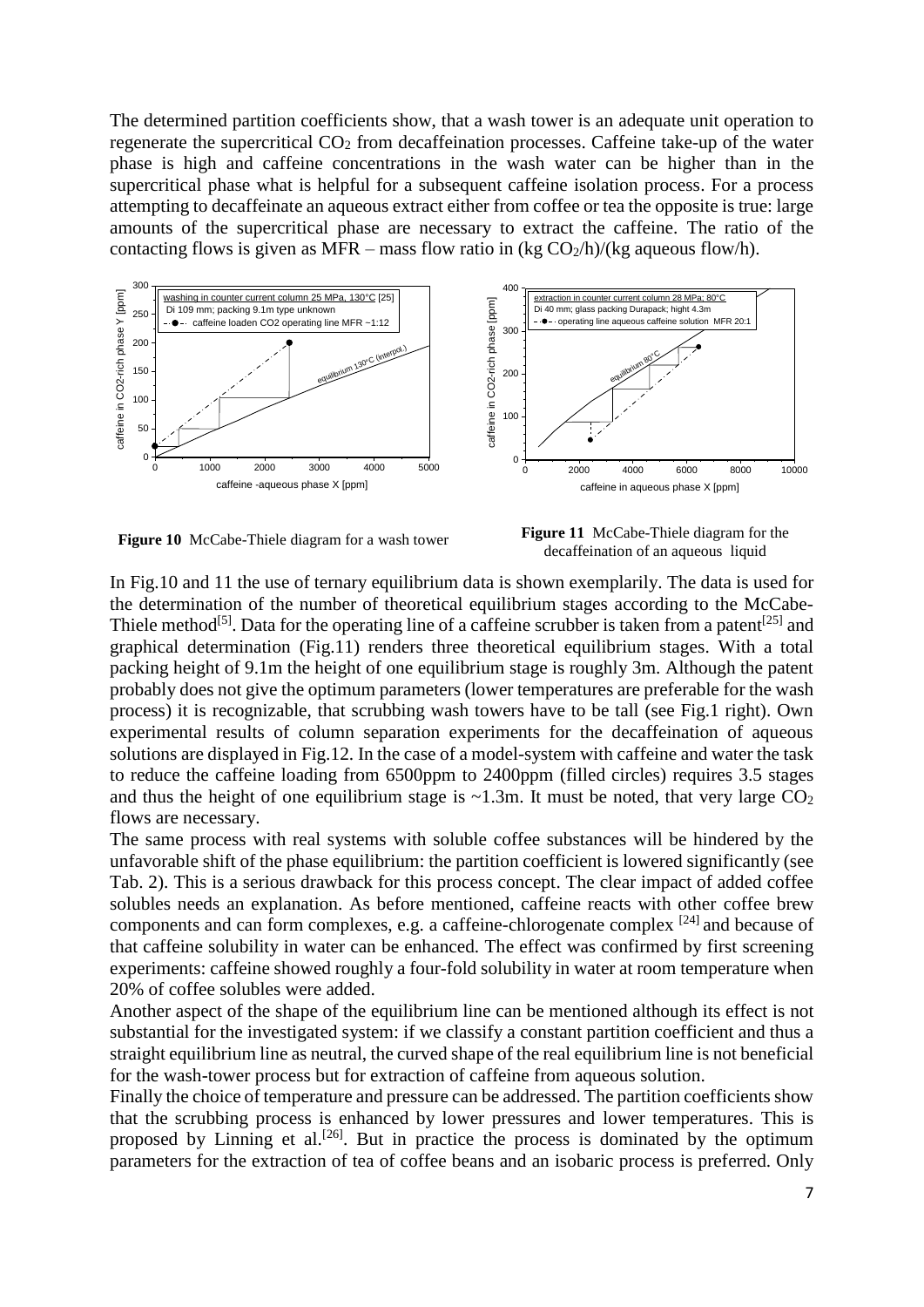The determined partition coefficients show, that a wash tower is an adequate unit operation to regenerate the supercritical $CO_2$ from decaffeination processes. Caffeine take-up of the water phase is high and caffeine concentrations in the wash water can be higher than in the supercritical phase what is helpful for a subsequent caffeine isolation process. For a process attempting to decaffeinate an aqueous extract either from coffee or tea the opposite is true: large amounts of the supercritical phase are necessary to extract the caffeine. The ratio of the contacting flows is given as MFR – mass flow ratio in (kg $CO_2$/h)/(kg aqueous flow/h).

**Figure 10** McCabe-Thiele diagram for a wash tower

**Figure 11** McCabe-Thiele diagram for the decaffeination of an aqueous liquid

In Fig.10 and 11 the use of ternary equilibrium data is shown exemplarily. The data is used for the determination of the number of theoretical equilibrium stages according to the McCabe-Thiele method[5]. Data for the operating line of a caffeine scrubber is taken from a patent[25] and graphical determination (Fig.11) renders three theoretical equilibrium stages. With a total packing height of 9.1m the height of one equilibrium stage is roughly 3m. Although the patent probably does not give the optimum parameters (lower temperatures are preferable for the wash process) it is recognizable, that scrubbing wash towers have to be tall (see Fig.1 right). Own experimental results of column separation experiments for the decaffeination of aqueous solutions are displayed in Fig.12. In the case of a model-system with caffeine and water the task to reduce the caffeine loading from 6500ppm to 2400ppm (filled circles) requires 3.5 stages and thus the height of one equilibrium stage is ~1.3m. It must be noted, that very large $CO_2$ flows are necessary.

The same process with real systems with soluble coffee substances will be hindered by the unfavorable shift of the phase equilibrium: the partition coefficient is lowered significantly (see Tab. 2). This is a serious drawback for this process concept. The clear impact of added coffee solubles needs an explanation. As before mentioned, caffeine reacts with other coffee brew components and can form complexes, e.g. a caffeine-chlorogenate complex [24] and because of that caffeine solubility in water can be enhanced. The effect was confirmed by first screening experiments: caffeine showed roughly a four-fold solubility in water at room temperature when 20% of coffee solubles were added.

Another aspect of the shape of the equilibrium line can be mentioned although its effect is not substantial for the investigated system: if we classify a constant partition coefficient and thus a straight equilibrium line as neutral, the curved shape of the real equilibrium line is not beneficial for the wash-tower process but for extraction of caffeine from aqueous solution.

Finally the choice of temperature and pressure can be addressed. The partition coefficients show that the scrubbing process is enhanced by lower pressures and lower temperatures. This is proposed by Linning et al.[26]. But in practice the process is dominated by the optimum parameters for the extraction of tea of coffee beans and an isobaric process is preferred. Only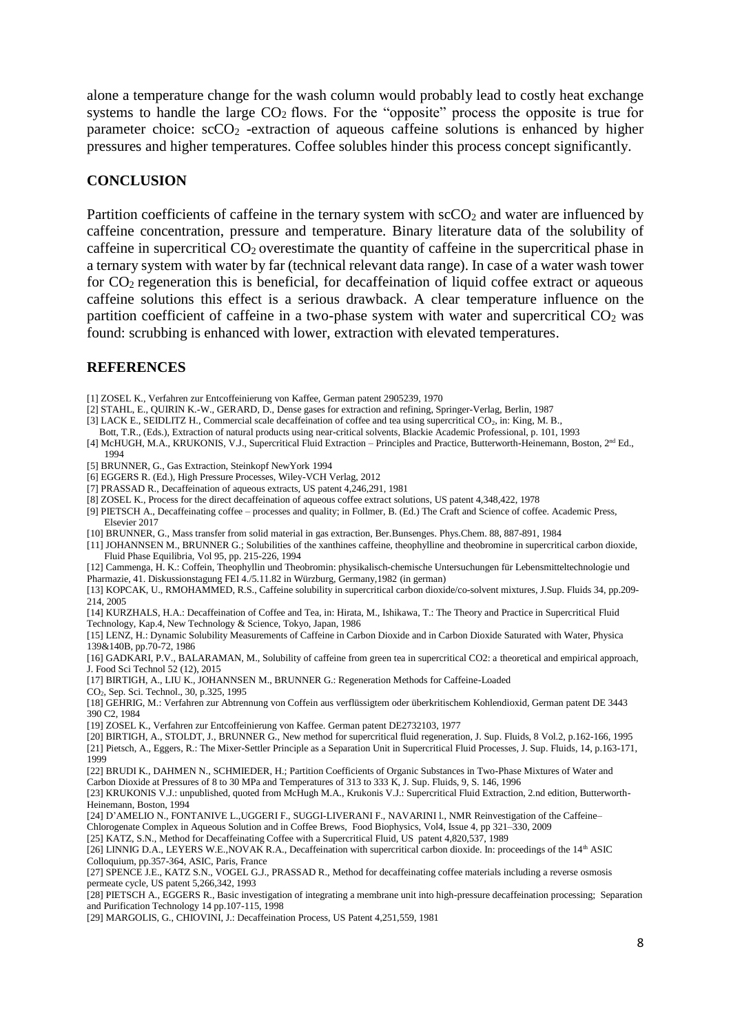alone a temperature change for the wash column would probably lead to costly heat exchange systems to handle the large $CO_2$ flows. For the "opposite" process the opposite is true for parameter choice: $scCO_2$ -extraction of aqueous caffeine solutions is enhanced by higher pressures and higher temperatures. Coffee solubles hinder this process concept significantly.

## CONCLUSION

Partition coefficients of caffeine in the ternary system with $scCO_2$ and water are influenced by caffeine concentration, pressure and temperature. Binary literature data of the solubility of caffeine in supercritical $CO_2$ overestimate the quantity of caffeine in the supercritical phase in a ternary system with water by far (technical relevant data range). In case of a water wash tower for $CO_2$ regeneration this is beneficial, for decaffeination of liquid coffee extract or aqueous caffeine solutions this effect is a serious drawback. A clear temperature influence on the partition coefficient of caffeine in a two-phase system with water and supercritical $CO_2$ was found: scrubbing is enhanced with lower, extraction with elevated temperatures.

## REFERENCES

[1] ZOSEL K., Verfahren zur Entcoffeinierung von Kaffee, German patent 2905239, 1970

[2] STAHL, E., QUIRIN K.-W., GERARD, D., Dense gases for extraction and refining, Springer-Verlag, Berlin, 1987

[3] LACK E., SEIDLITZ H., Commercial scale decaffeination of coffee and tea using supercritical $CO_2$, in: King, M. B., Bott, T.R., (Eds.), Extraction of natural products using near-critical solvents, Blackie Academic Professional, p. 101, 1993

[4] McHUGH, M.A., KRUKONIS, V.J., Supercritical Fluid Extraction – Principles and Practice, Butterworth-Heinemann, Boston, 2nd Ed., 1994

[5] BRUNNER, G., Gas Extraction, Steinkopf NewYork 1994

[6] EGGERS R. (Ed.), High Pressure Processes, Wiley-VCH Verlag, 2012

[7] PRASSAD R., Decaffeination of aqueous extracts, US patent 4,246,291, 1981

[8] ZOSEL K., Process for the direct decaffeination of aqueous coffee extract solutions, US patent 4,348,422, 1978

[9] PIETSCH A., Decaffeinating coffee – processes and quality; in Follmer, B. (Ed.) The Craft and Science of coffee. Academic Press, Elsevier 2017

[10] BRUNNER, G., Mass transfer from solid material in gas extraction, Ber.Bunsenges. Phys.Chem. 88, 887-891, 1984

[11] JOHANNSEN M., BRUNNER G.; Solubilities of the xanthines caffeine, theophylline and theobromine in supercritical carbon dioxide, Fluid Phase Equilibria, Vol 95, pp. 215-226, 1994

[12] Cammenga, H. K.: Coffein, Theophyllin und Theobromin: physikalisch-chemische Untersuchungen für Lebensmitteltechnologie und Pharmazie, 41. Diskussionstagung FEI 4./5.11.82 in Würzburg, Germany,1982 (in german)

[13] KOPCAK, U., RMOHAMMED, R.S., Caffeine solubility in supercritical carbon dioxide/co-solvent mixtures, J.Sup. Fluids 34, pp.209-214, 2005

[14] KURZHALS, H.A.: Decaffeination of Coffee and Tea, in: Hirata, M., Ishikawa, T.: The Theory and Practice in Supercritical Fluid Technology, Kap.4, New Technology & Science, Tokyo, Japan, 1986

[15] LENZ, H.: Dynamic Solubility Measurements of Caffeine in Carbon Dioxide and in Carbon Dioxide Saturated with Water, Physica 139&140B, pp.70-72, 1986

[16] GADKARI, P.V., BALARAMAN, M., Solubility of caffeine from green tea in supercritical CO2: a theoretical and empirical approach, J. Food Sci Technol 52 (12), 2015

[17] BIRTIGH, A., LIU K., JOHANNSEN M., BRUNNER G.: Regeneration Methods for Caffeine-Loaded $CO_2$, Sep. Sci. Technol., 30, p.325, 1995

[18] GEHRIG, M.: Verfahren zur Abtrennung von Coffein aus verflüssigtem oder überkritischem Kohlendioxid, German patent DE 3443 390 C2, 1984

[19] ZOSEL K., Verfahren zur Entcoffeinierung von Kaffee. German patent DE2732103, 1977

[20] BIRTIGH, A., STOLDT, J., BRUNNER G., New method for supercritical fluid regeneration, J. Sup. Fluids, 8 Vol.2, p.162-166, 1995

[21] Pietsch, A., Eggers, R.: The Mixer-Settler Principle as a Separation Unit in Supercritical Fluid Processes, J. Sup. Fluids, 14, p.163-171, 1999

[22] BRUDI K., DAHMEN N., SCHMIEDER, H.; Partition Coefficients of Organic Substances in Two-Phase Mixtures of Water and Carbon Dioxide at Pressures of 8 to 30 MPa and Temperatures of 313 to 333 K, J. Sup. Fluids, 9, S. 146, 1996

[23] KRUKONIS V.J.: unpublished, quoted from McHugh M.A., Krukonis V.J.: Supercritical Fluid Extraction, 2.nd edition, Butterworth-Heinemann, Boston, 1994

[24] D'AMELIO N., FONTANIVE L.,UGGERI F., SUGGI-LIVERANI F., NAVARINI l., NMR Reinvestigation of the Caffeine–Chlorogenate Complex in Aqueous Solution and in Coffee Brews, Food Biophysics, Vol4, Issue 4, pp 321–330, 2009

[25] KATZ, S.N., Method for Decaffeinating Coffee with a Supercritical Fluid, US patent 4,820,537, 1989

[26] LINNIG D.A., LEYERS W.E.,NOVAK R.A., Decaffeination with supercritical carbon dioxide. In: proceedings of the 14th ASIC Colloquium, pp.357-364, ASIC, Paris, France

[27] SPENCE J.E., KATZ S.N., VOGEL G.J., PRASSAD R., Method for decaffeinating coffee materials including a reverse osmosis permeate cycle, US patent 5,266,342, 1993

[28] PIETSCH A., EGGERS R., Basic investigation of integrating a membrane unit into high-pressure decaffeination processing; Separation and Purification Technology 14 pp.107-115, 1998

[29] MARGOLIS, G., CHIOVINI, J.: Decaffeination Process, US Patent 4,251,559, 1981